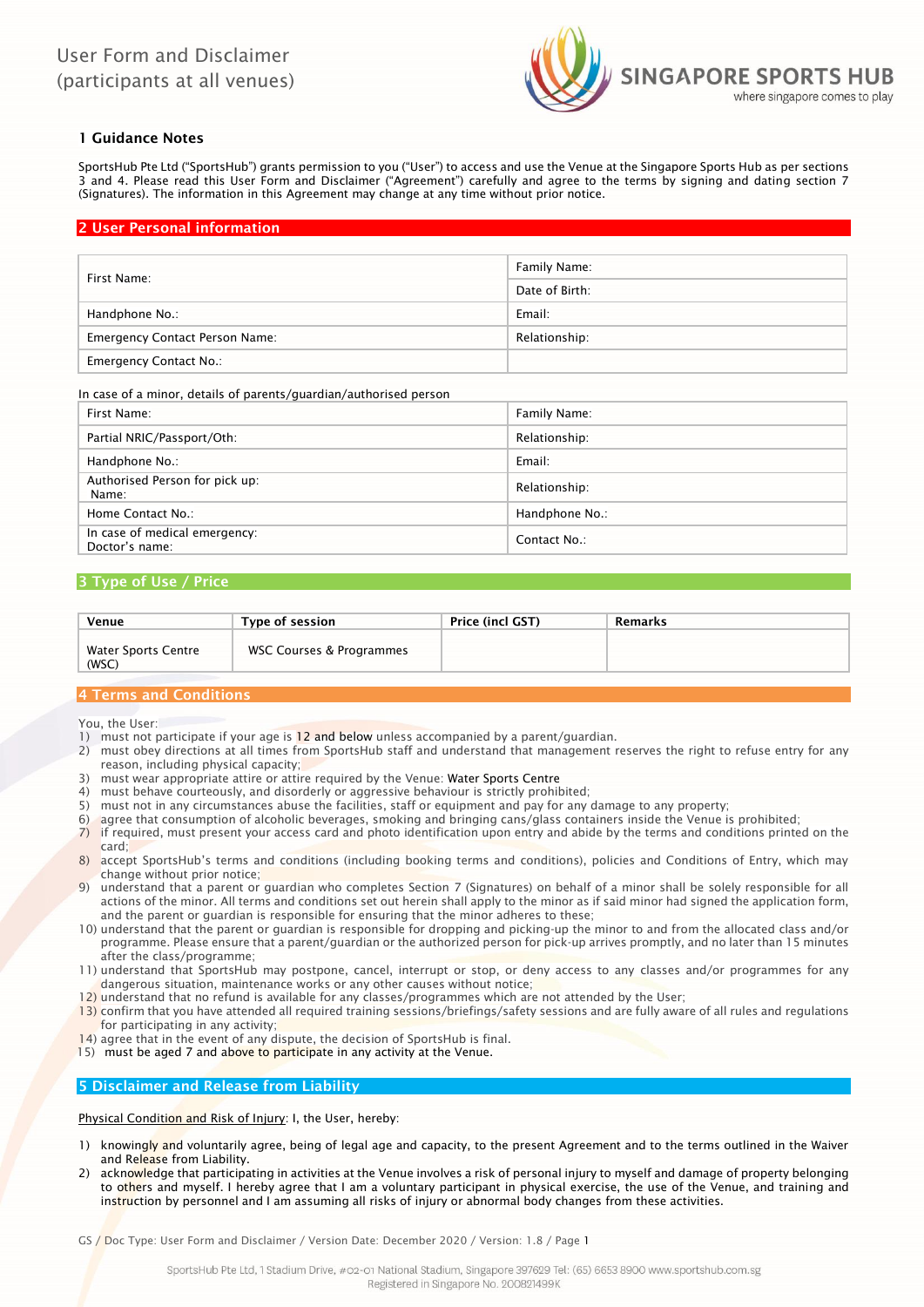# User Form and Disclaimer (participants at all venues)

SINGAPORE SPORTS HUB
where singapore comes to play

## 1 Guidance Notes

SportsHub Pte Ltd ("SportsHub") grants permission to you ("User") to access and use the Venue at the Singapore Sports Hub as per sections 3 and 4. Please read this User Form and Disclaimer ("Agreement") carefully and agree to the terms by signing and dating section 7 (Signatures). The information in this Agreement may change at any time without prior notice.

## 2 User Personal information

| | |
|---|---|
| First Name: | Family Name: |
| | Date of Birth: |
| Handphone No.: | Email: |
| Emergency Contact Person Name: | Relationship: |
| Emergency Contact No.: | |

In case of a minor, details of parents/guardian/authorised person

| | |
|---|---|
| First Name: | Family Name: |
| Partial NRIC/Passport/Oth: | Relationship: |
| Handphone No.: | Email: |
| Authorised Person for pick up: Name: | Relationship: |
| Home Contact No.: | Handphone No.: |
| In case of medical emergency: Doctor's name: | Contact No.: |

## 3 Type of Use / Price

| Venue | Type of session | Price (incl GST) | Remarks |
|---|---|---|---|
| Water Sports Centre (WSC) | WSC Courses & Programmes | | |

## 4 Terms and Conditions

You, the User:

1) must not participate if your age is 12 and below unless accompanied by a parent/guardian.
2) must obey directions at all times from SportsHub staff and understand that management reserves the right to refuse entry for any reason, including physical capacity;
3) must wear appropriate attire or attire required by the Venue: Water Sports Centre
4) must behave courteously, and disorderly or aggressive behaviour is strictly prohibited;
5) must not in any circumstances abuse the facilities, staff or equipment and pay for any damage to any property;
6) agree that consumption of alcoholic beverages, smoking and bringing cans/glass containers inside the Venue is prohibited;
7) if required, must present your access card and photo identification upon entry and abide by the terms and conditions printed on the card;
8) accept SportsHub's terms and conditions (including booking terms and conditions), policies and Conditions of Entry, which may change without prior notice;
9) understand that a parent or guardian who completes Section 7 (Signatures) on behalf of a minor shall be solely responsible for all actions of the minor. All terms and conditions set out herein shall apply to the minor as if said minor had signed the application form, and the parent or guardian is responsible for ensuring that the minor adheres to these;
10) understand that the parent or guardian is responsible for dropping and picking-up the minor to and from the allocated class and/or programme. Please ensure that a parent/guardian or the authorized person for pick-up arrives promptly, and no later than 15 minutes after the class/programme;
11) understand that SportsHub may postpone, cancel, interrupt or stop, or deny access to any classes and/or programmes for any dangerous situation, maintenance works or any other causes without notice;
12) understand that no refund is available for any classes/programmes which are not attended by the User;
13) confirm that you have attended all required training sessions/briefings/safety sessions and are fully aware of all rules and regulations for participating in any activity;
14) agree that in the event of any dispute, the decision of SportsHub is final.
15) must be aged 7 and above to participate in any activity at the Venue.

## 5 Disclaimer and Release from Liability

Physical Condition and Risk of Injury: I, the User, hereby:

1) knowingly and voluntarily agree, being of legal age and capacity, to the present Agreement and to the terms outlined in the Waiver and Release from Liability.
2) acknowledge that participating in activities at the Venue involves a risk of personal injury to myself and damage of property belonging to others and myself. I hereby agree that I am a voluntary participant in physical exercise, the use of the Venue, and training and instruction by personnel and I am assuming all risks of injury or abnormal body changes from these activities.

GS / Doc Type: User Form and Disclaimer / Version Date: December 2020 / Version: 1.8 / Page 1

SportsHub Pte Ltd, 1 Stadium Drive, #02-01 National Stadium, Singapore 397629 Tel: (65) 6653 8900 www.sportshub.com.sg
Registered in Singapore No. 200821499K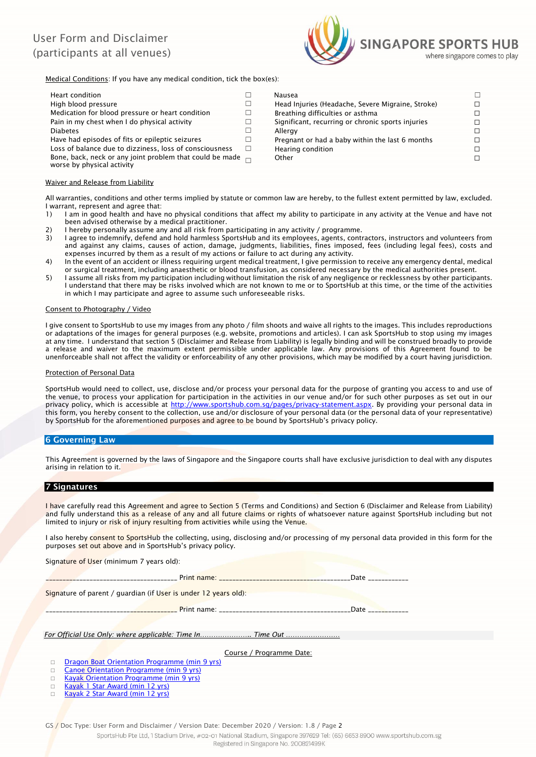# User Form and Disclaimer (participants at all venues)

Medical Conditions: If you have any medical condition, tick the box(es):

| | | | |
|---|---|---|---|
| Heart condition | ☐ | Nausea | ☐ |
| High blood pressure | ☐ | Head Injuries (Headache, Severe Migraine, Stroke) | ☐ |
| Medication for blood pressure or heart condition | ☐ | Breathing difficulties or asthma | ☐ |
| Pain in my chest when I do physical activity | ☐ | Significant, recurring or chronic sports injuries | ☐ |
| Diabetes | ☐ | Allergy | ☐ |
| Have had episodes of fits or epileptic seizures | ☐ | Pregnant or had a baby within the last 6 months | ☐ |
| Loss of balance due to dizziness, loss of consciousness | ☐ | Hearing condition | ☐ |
| Bone, back, neck or any joint problem that could be made worse by physical activity | ☐ | Other | ☐ |

Waiver and Release from Liability

All warranties, conditions and other terms implied by statute or common law are hereby, to the fullest extent permitted by law, excluded. I warrant, represent and agree that:

1) I am in good health and have no physical conditions that affect my ability to participate in any activity at the Venue and have not been advised otherwise by a medical practitioner.
2) I hereby personally assume any and all risk from participating in any activity / programme.
3) I agree to indemnify, defend and hold harmless SportsHub and its employees, agents, contractors, instructors and volunteers from and against any claims, causes of action, damage, judgments, liabilities, fines imposed, fees (including legal fees), costs and expenses incurred by them as a result of my actions or failure to act during any activity.
4) In the event of an accident or illness requiring urgent medical treatment, I give permission to receive any emergency dental, medical or surgical treatment, including anaesthetic or blood transfusion, as considered necessary by the medical authorities present.
5) I assume all risks from my participation including without limitation the risk of any negligence or recklessness by other participants. I understand that there may be risks involved which are not known to me or to SportsHub at this time, or the time of the activities in which I may participate and agree to assume such unforeseeable risks.

Consent to Photography / Video

I give consent to SportsHub to use my images from any photo / film shoots and waive all rights to the images. This includes reproductions or adaptations of the images for general purposes (e.g. website, promotions and articles). I can ask SportsHub to stop using my images at any time. I understand that section 5 (Disclaimer and Release from Liability) is legally binding and will be construed broadly to provide a release and waiver to the maximum extent permissible under applicable law. Any provisions of this Agreement found to be unenforceable shall not affect the validity or enforceability of any other provisions, which may be modified by a court having jurisdiction.

Protection of Personal Data

SportsHub would need to collect, use, disclose and/or process your personal data for the purpose of granting you access to and use of the venue, to process your application for participation in the activities in our venue and/or for such other purposes as set out in our privacy policy, which is accessible at http://www.sportshub.com.sg/pages/privacy-statement.aspx. By providing your personal data in this form, you hereby consent to the collection, use and/or disclosure of your personal data (or the personal data of your representative) by SportsHub for the aforementioned purposes and agree to be bound by SportsHub's privacy policy.

## 6 Governing Law

This Agreement is governed by the laws of Singapore and the Singapore courts shall have exclusive jurisdiction to deal with any disputes arising in relation to it.

## 7 Signatures

I have carefully read this Agreement and agree to Section 5 (Terms and Conditions) and Section 6 (Disclaimer and Release from Liability) and fully understand this as a release of any and all future claims or rights of whatsoever nature against SportsHub including but not limited to injury or risk of injury resulting from activities while using the Venue.

I also hereby consent to SportsHub the collecting, using, disclosing and/or processing of my personal data provided in this form for the purposes set out above and in SportsHub's privacy policy.

Signature of User (minimum 7 years old):

_____________________________________ Print name: _____________________________________Date ___________

Signature of parent / guardian (if User is under 12 years old):

_____________________________________ Print name: _____________________________________Date ___________

*For Official Use Only: where applicable: Time In........................ Time Out ........................*

Course / Programme Date:

- ☐ Dragon Boat Orientation Programme (min 9 yrs)
- ☐ Canoe Orientation Programme (min 9 yrs)
- ☐ Kayak Orientation Programme (min 9 yrs)
- ☐ Kayak 1 Star Award (min 12 yrs)
- ☐ Kayak 2 Star Award (min 12 yrs)

GS / Doc Type: User Form and Disclaimer / Version Date: December 2020 / Version: 1.8

SportsHub Pte Ltd, 1 Stadium Drive, #02-01 National Stadium, Singapore 397629 Tel: (65) 6653 8900 www.sportshub.com.sg
Registered in Singapore No. 200821499K